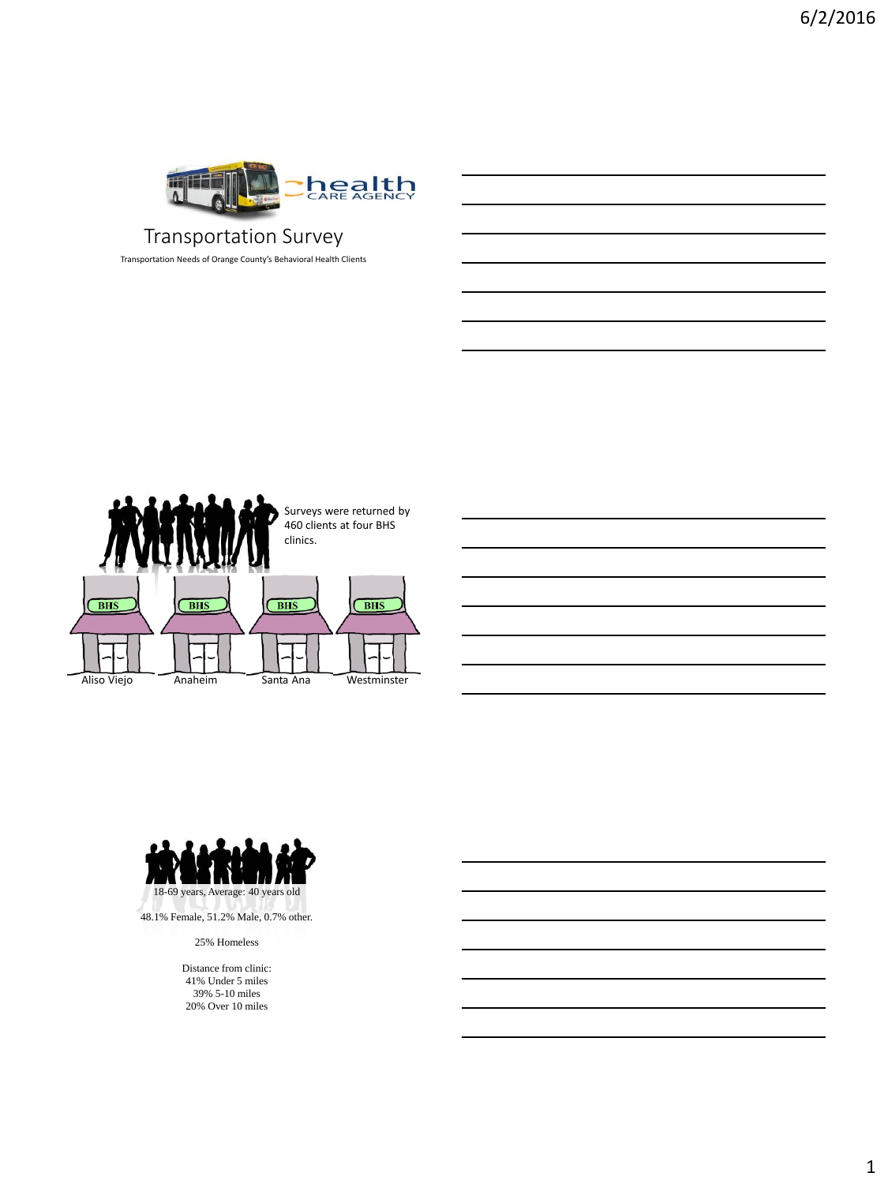# Transportation Survey

Transportation Needs of Orange County's Behavioral Health Clients

Surveys were returned by 460 clients at four BHS clinics.

BHS — Aliso Viejo
BHS — Anaheim
BHS — Santa Ana
BHS — Westminster

18-69 years, Average: 40 years old

48.1% Female, 51.2% Male, 0.7% other.

25% Homeless

Distance from clinic:
41% Under 5 miles
39% 5-10 miles
20% Over 10 miles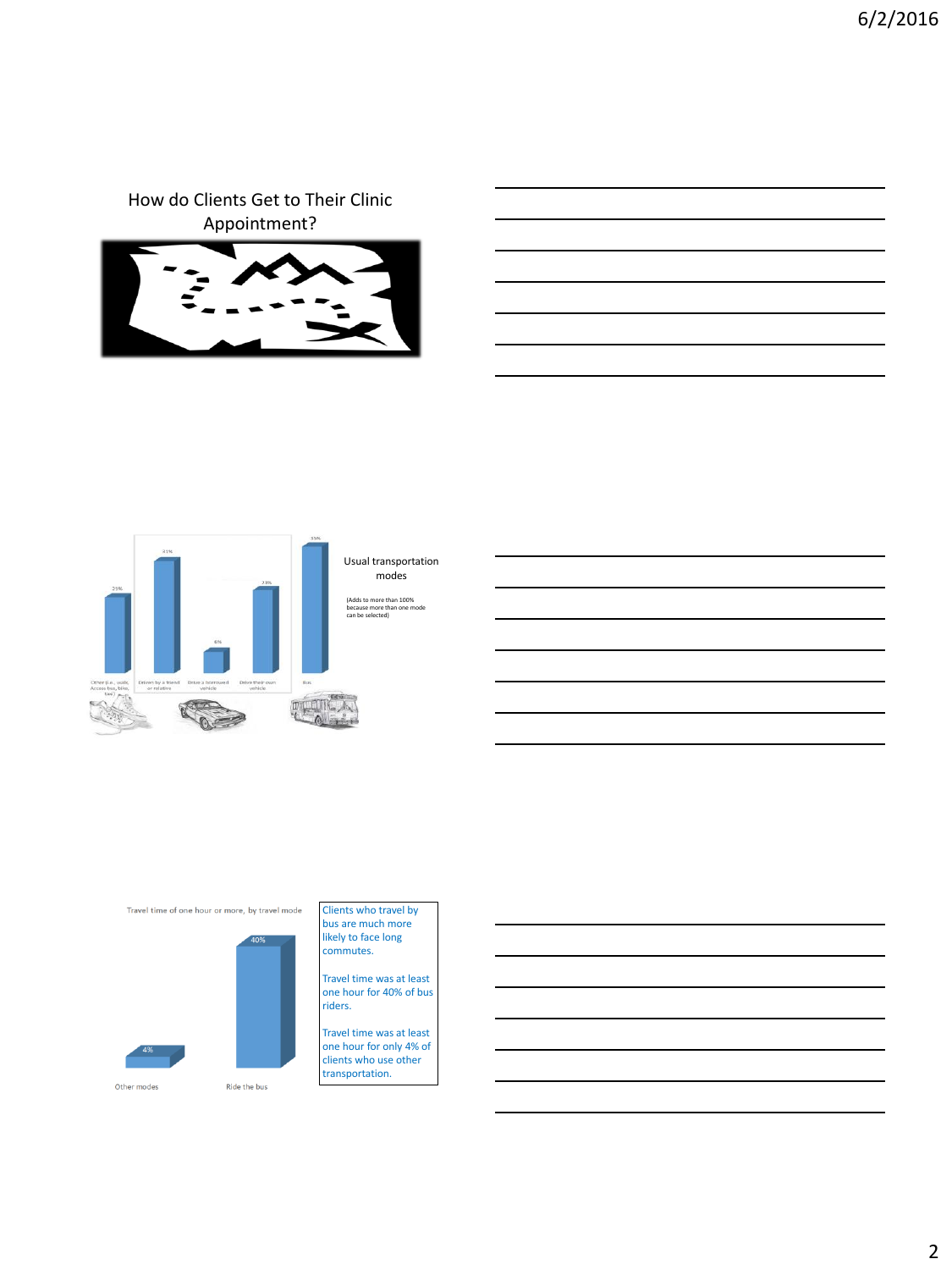## How do Clients Get to Their Clinic Appointment?

Usual transportation modes

(Adds to more than 100% because more than one mode can be selected)

| Mode | Percent |
| --- | --- |
| Other (i.e., walk, Access bus, bike, taxi) | 25% |
| Driven by a friend or relative | 31% |
| Drive a borrowed vehicle | 6% |
| Drive their own vehicle | 28% |
| Bus | 35% |

Travel time of one hour or more, by travel mode

| Travel mode | Percent |
| --- | --- |
| Other modes | 4% |
| Ride the bus | 40% |

Clients who travel by bus are much more likely to face long commutes.

Travel time was at least one hour for 40% of bus riders.

Travel time was at least one hour for only 4% of clients who use other transportation.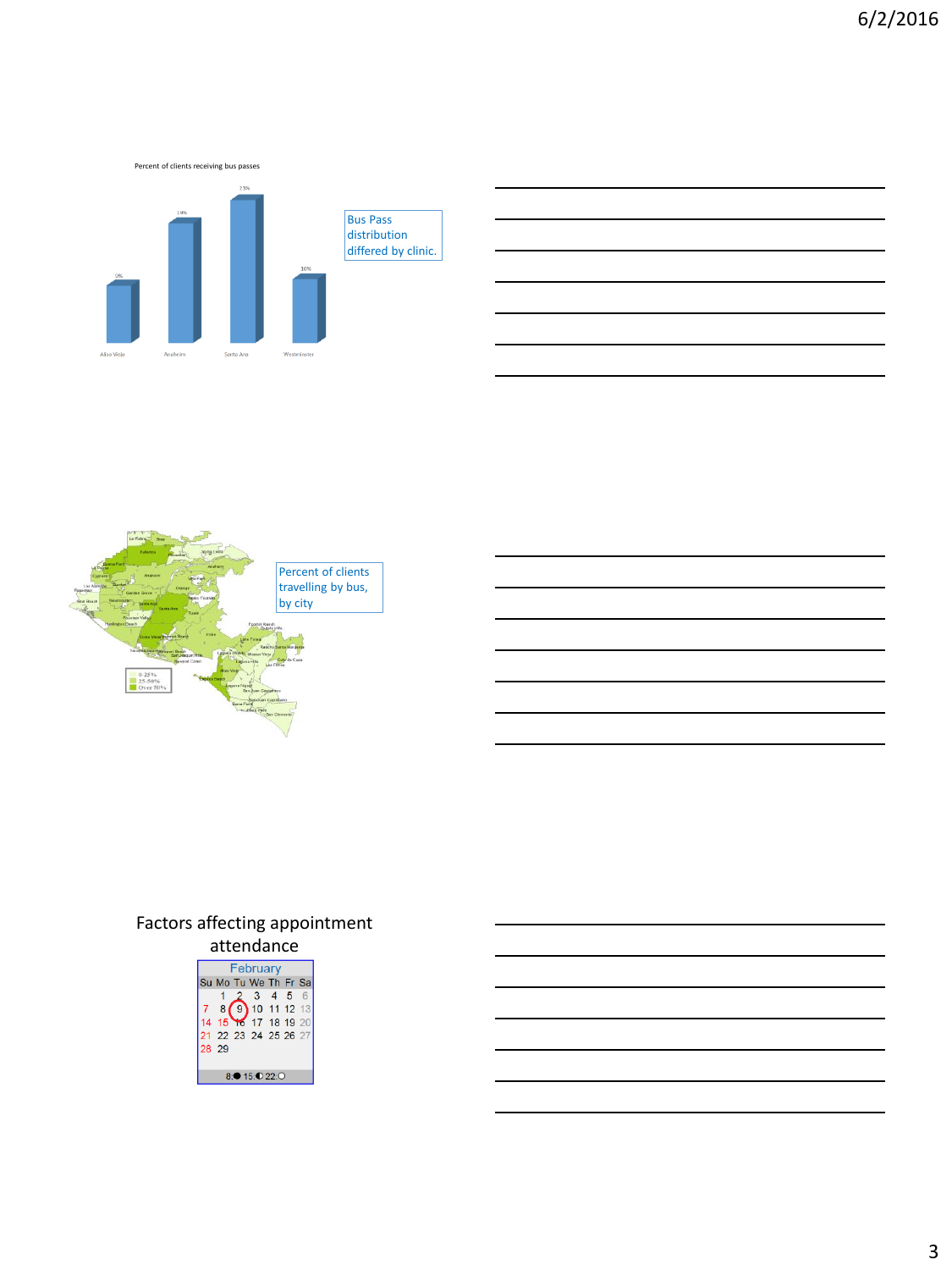Percent of clients receiving bus passes

| Clinic | Percent |
|---|---|
| Aliso Viejo | 0% |
| Anaheim | 19% |
| Santa Ana | 23% |
| Westminster | 10% |

Bus Pass distribution differed by clinic.

Percent of clients travelling by bus, by city

Factors affecting appointment attendance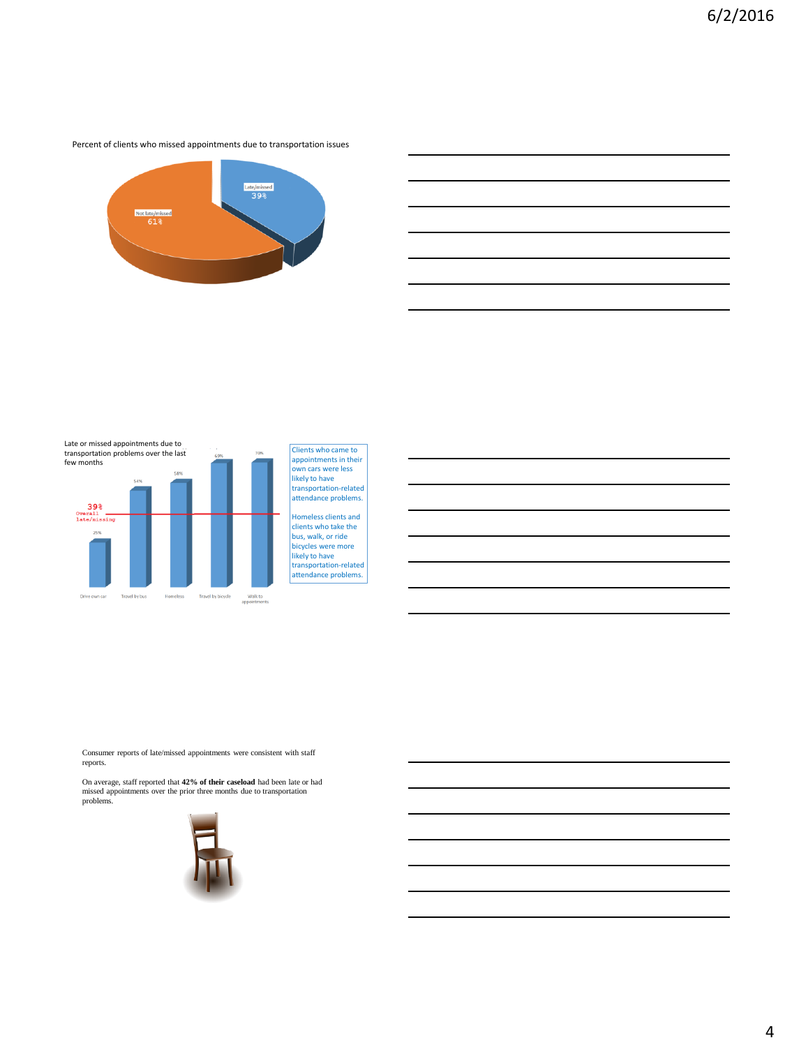Percent of clients who missed appointments due to transportation issues

Late/missed 39%

Not late/missed 61%

Late or missed appointments due to transportation problems over the last few months

39% Overall late/missing

| Drive own car | Travel by bus | Homeless | Travel by bicycle | Walk to appointments |
|---|---|---|---|---|
| 25% | 54% | 58% | 69% | 70% |

Clients who came to appointments in their own cars were less likely to have transportation-related attendance problems.

Homeless clients and clients who take the bus, walk, or ride bicycles were more likely to have transportation-related attendance problems.

Consumer reports of late/missed appointments were consistent with staff reports.

On average, staff reported that **42% of their caseload** had been late or had missed appointments over the prior three months due to transportation problems.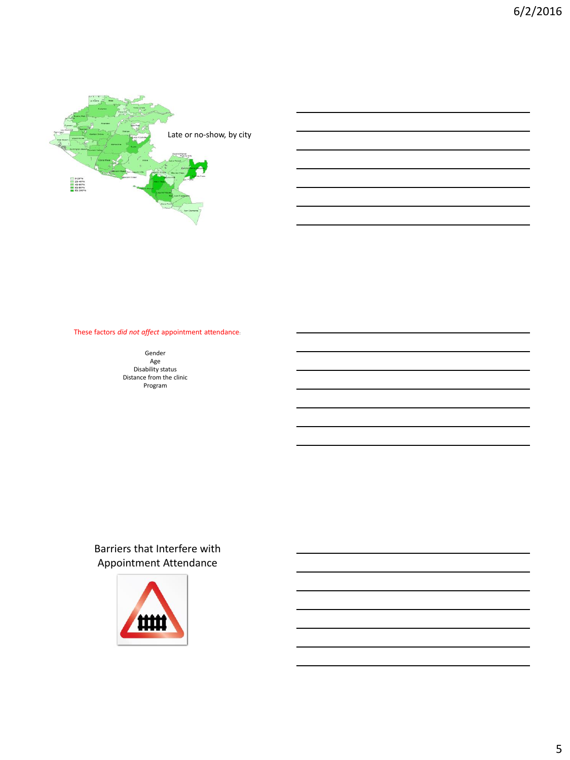Late or no-show, by city

These factors *did not affect* appointment attendance:

Gender
Age
Disability status
Distance from the clinic
Program

## Barriers that Interfere with Appointment Attendance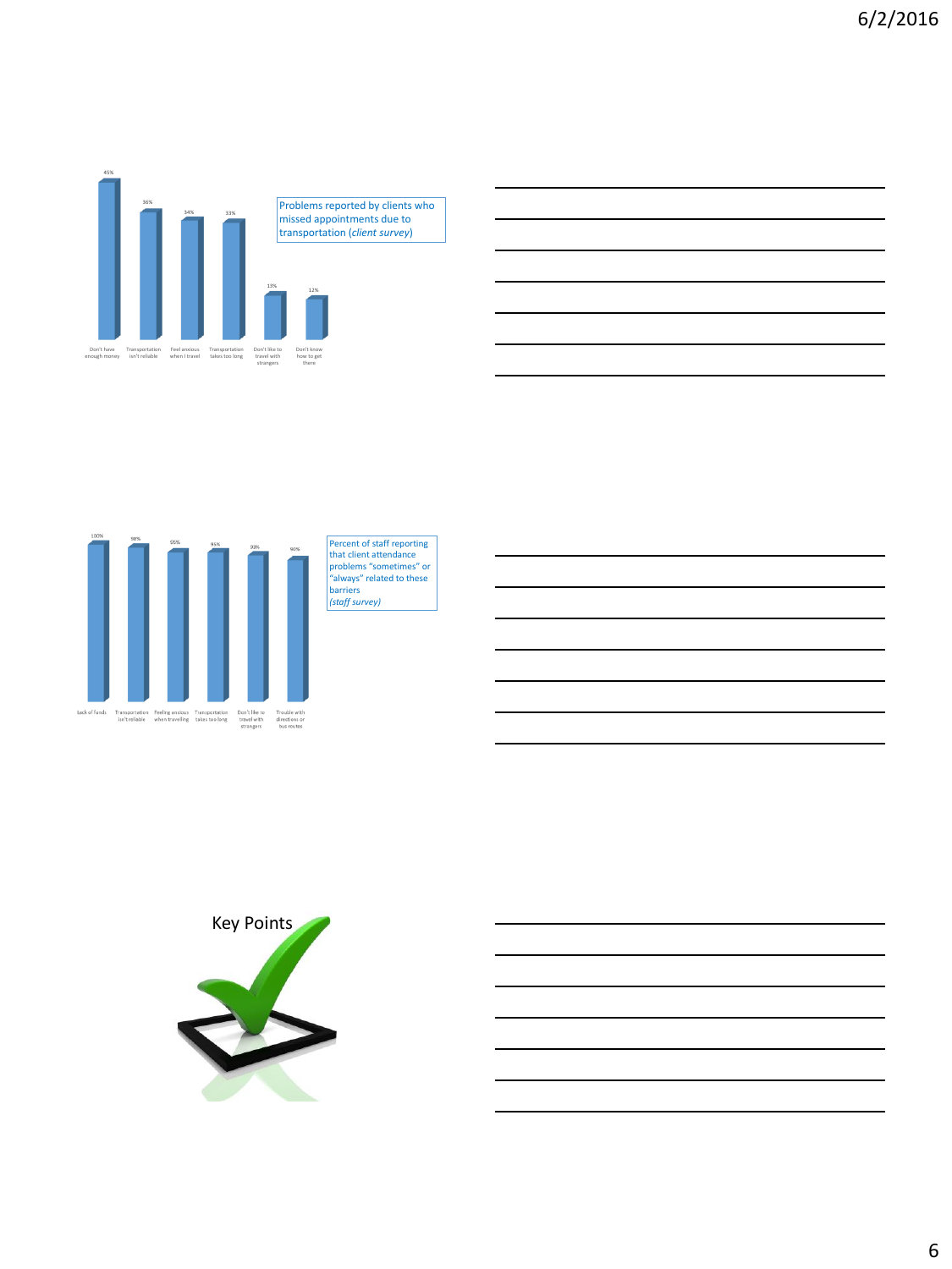| Don't have enough money | Transportation isn't reliable | Feel anxious when I travel | Transportation takes too long | Don't like to travel with strangers | Don't know how to get there |
|---|---|---|---|---|---|
| 45% | 36% | 34% | 33% | 13% | 12% |

Problems reported by clients who missed appointments due to transportation (*client survey*)

| Lack of funds | Transportation isn't reliable | Feeling anxious when travelling | Transportation takes too long | Don't like to travel with strangers | Trouble with directions or bus routes |
|---|---|---|---|---|---|
| 100% | 98% | 95% | 95% | 93% | 90% |

Percent of staff reporting that client attendance problems "sometimes" or "always" related to these barriers (*staff survey*)

Key Points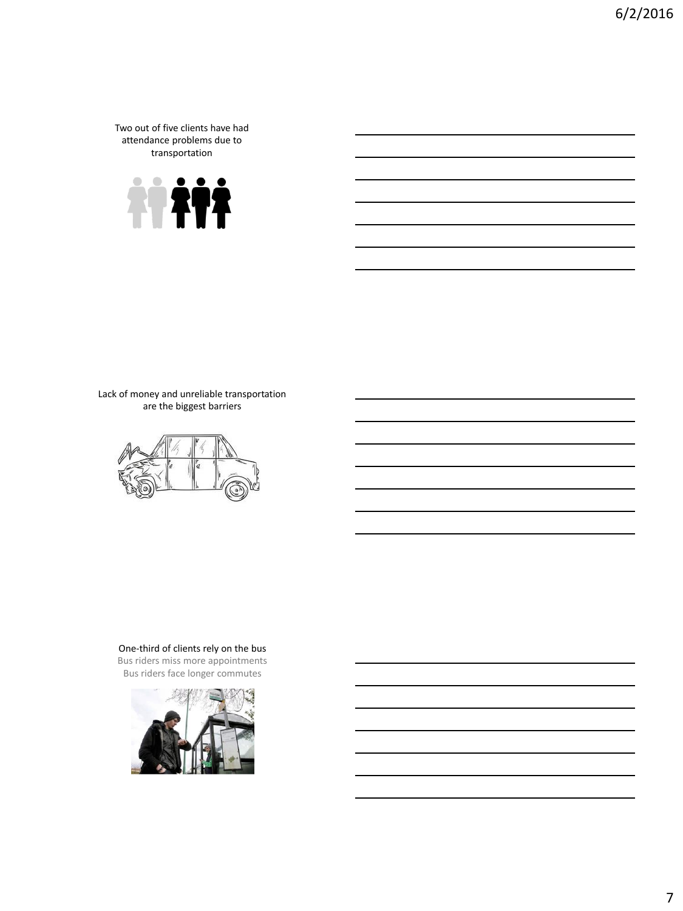Two out of five clients have had attendance problems due to transportation

Lack of money and unreliable transportation are the biggest barriers

One-third of clients rely on the bus

Bus riders miss more appointments

Bus riders face longer commutes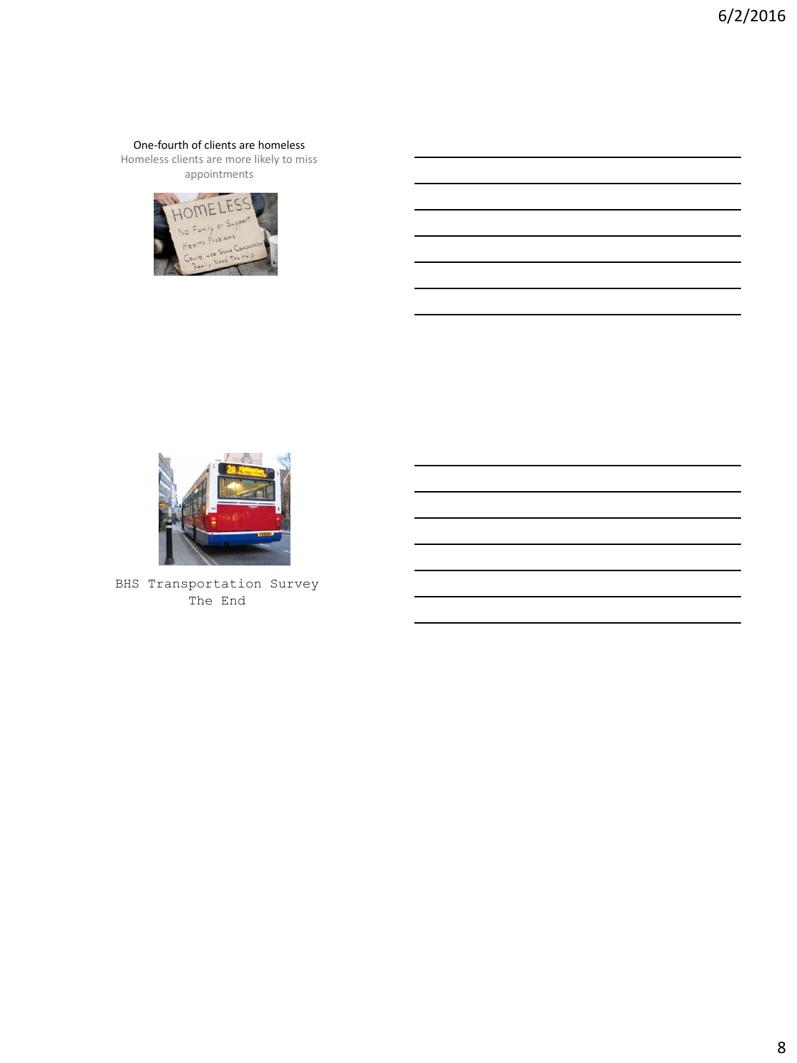One-fourth of clients are homeless

Homeless clients are more likely to miss appointments

BHS Transportation Survey

The End